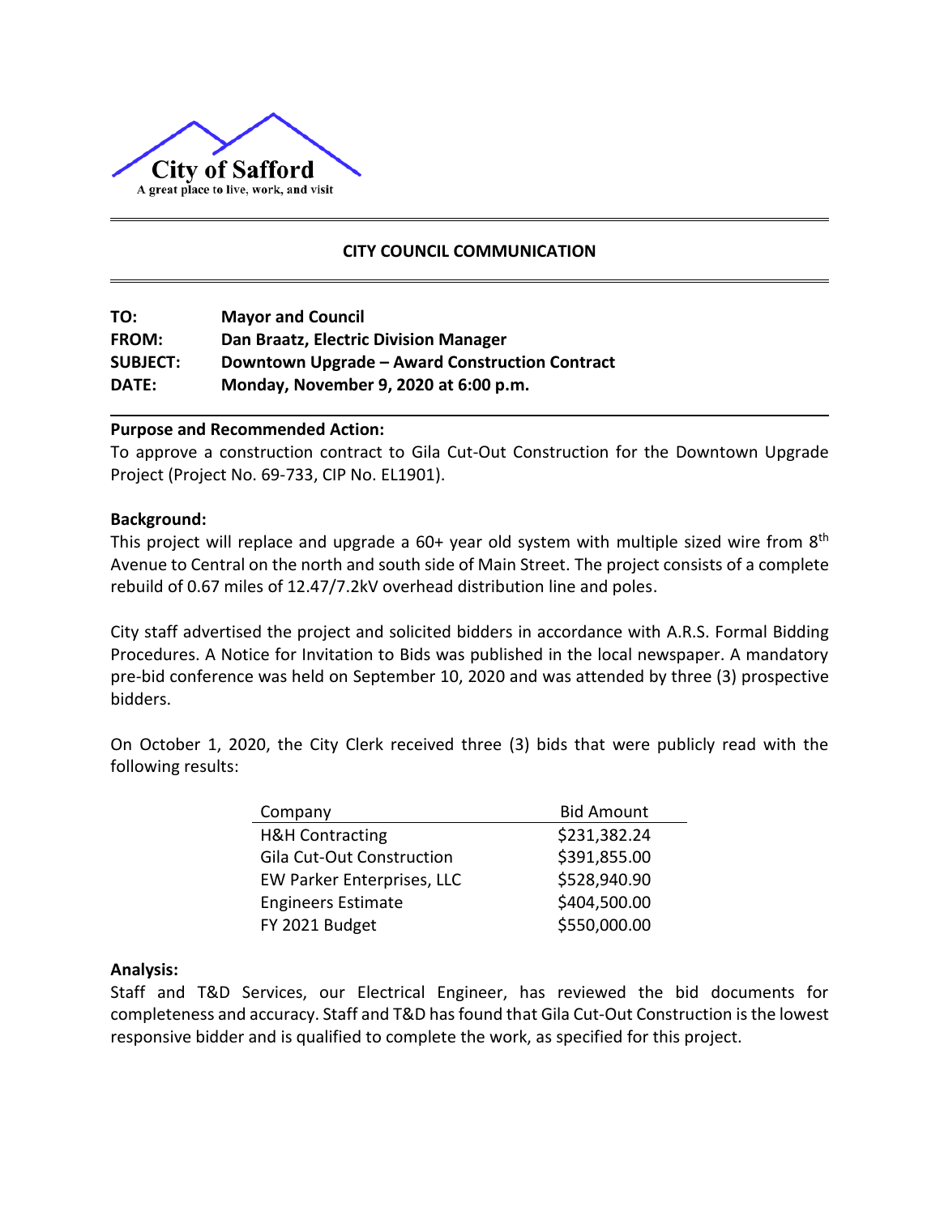City of Safford

A great place to live, work, and visit

## CITY COUNCIL COMMUNICATION

**TO:** **Mayor and Council**

**FROM:** **Dan Braatz, Electric Division Manager**

**SUBJECT:** **Downtown Upgrade – Award Construction Contract**

**DATE:** **Monday, November 9, 2020 at 6:00 p.m.**

### Purpose and Recommended Action:

To approve a construction contract to Gila Cut-Out Construction for the Downtown Upgrade Project (Project No. 69-733, CIP No. EL1901).

### Background:

This project will replace and upgrade a 60+ year old system with multiple sized wire from 8th Avenue to Central on the north and south side of Main Street. The project consists of a complete rebuild of 0.67 miles of 12.47/7.2kV overhead distribution line and poles.

City staff advertised the project and solicited bidders in accordance with A.R.S. Formal Bidding Procedures. A Notice for Invitation to Bids was published in the local newspaper. A mandatory pre-bid conference was held on September 10, 2020 and was attended by three (3) prospective bidders.

On October 1, 2020, the City Clerk received three (3) bids that were publicly read with the following results:

| Company | Bid Amount |
|---|---|
| H&H Contracting | $231,382.24 |
| Gila Cut-Out Construction | $391,855.00 |
| EW Parker Enterprises, LLC | $528,940.90 |
| Engineers Estimate | $404,500.00 |
| FY 2021 Budget | $550,000.00 |

### Analysis:

Staff and T&D Services, our Electrical Engineer, has reviewed the bid documents for completeness and accuracy. Staff and T&D has found that Gila Cut-Out Construction is the lowest responsive bidder and is qualified to complete the work, as specified for this project.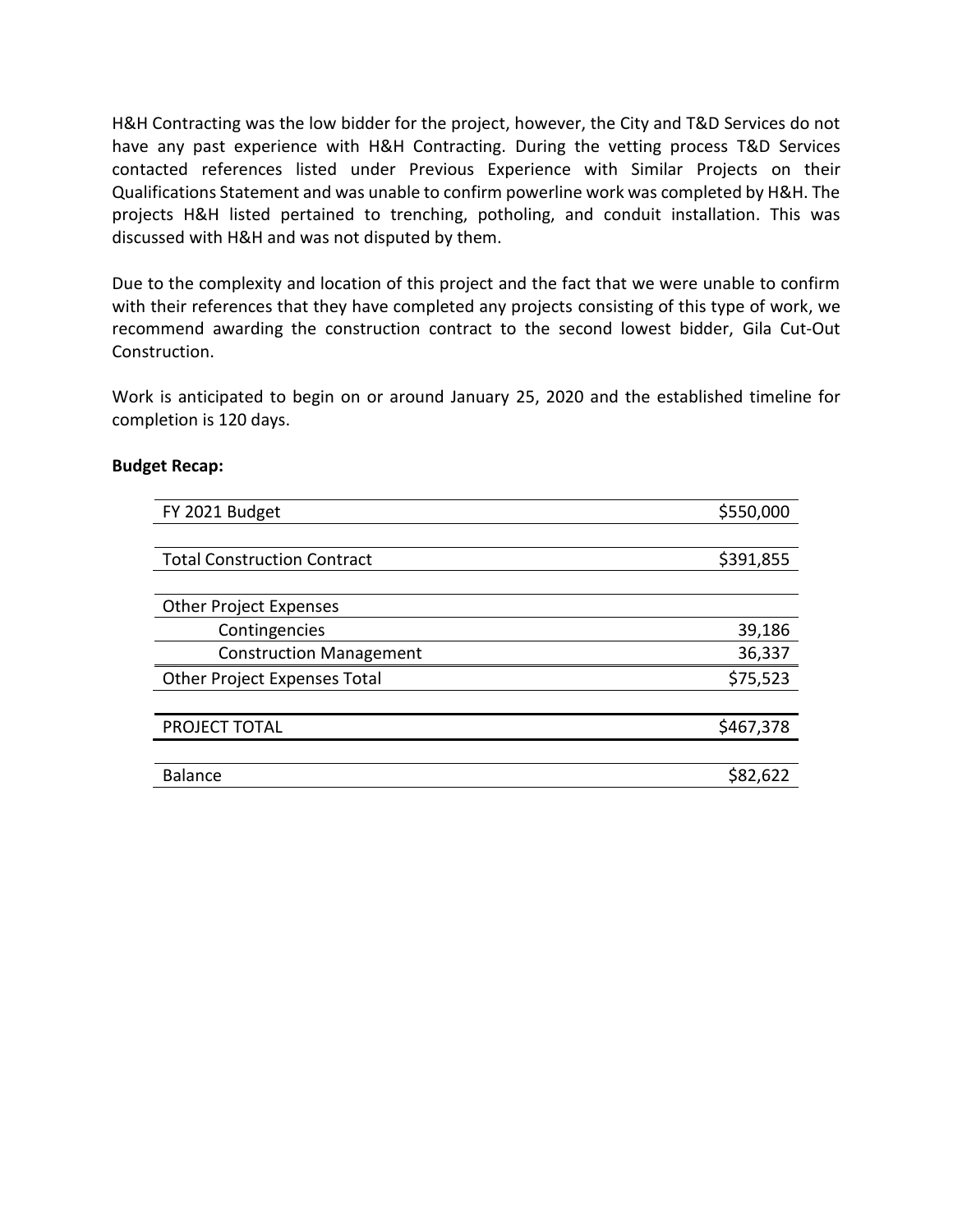H&H Contracting was the low bidder for the project, however, the City and T&D Services do not have any past experience with H&H Contracting. During the vetting process T&D Services contacted references listed under Previous Experience with Similar Projects on their Qualifications Statement and was unable to confirm powerline work was completed by H&H. The projects H&H listed pertained to trenching, potholing, and conduit installation. This was discussed with H&H and was not disputed by them.

Due to the complexity and location of this project and the fact that we were unable to confirm with their references that they have completed any projects consisting of this type of work, we recommend awarding the construction contract to the second lowest bidder, Gila Cut-Out Construction.

Work is anticipated to begin on or around January 25, 2020 and the established timeline for completion is 120 days.

**Budget Recap:**

| | |
|---|---:|
| FY 2021 Budget | $550,000 |
| | |
| Total Construction Contract | $391,855 |
| | |
| Other Project Expenses | |
| Contingencies | 39,186 |
| Construction Management | 36,337 |
| Other Project Expenses Total | $75,523 |
| | |
| PROJECT TOTAL | $467,378 |
| | |
| Balance | $82,622 |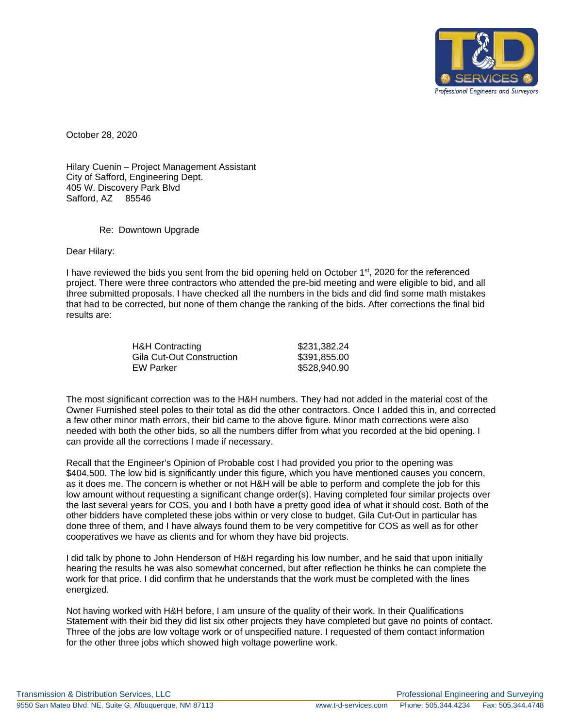October 28, 2020

Hilary Cuenin – Project Management Assistant
City of Safford, Engineering Dept.
405 W. Discovery Park Blvd
Safford, AZ 85546

Re: Downtown Upgrade

Dear Hilary:

I have reviewed the bids you sent from the bid opening held on October 1st, 2020 for the referenced project. There were three contractors who attended the pre-bid meeting and were eligible to bid, and all three submitted proposals. I have checked all the numbers in the bids and did find some math mistakes that had to be corrected, but none of them change the ranking of the bids. After corrections the final bid results are:

| | |
|---|---|
| H&H Contracting | $231,382.24 |
| Gila Cut-Out Construction | $391,855.00 |
| EW Parker | $528,940.90 |

The most significant correction was to the H&H numbers. They had not added in the material cost of the Owner Furnished steel poles to their total as did the other contractors. Once I added this in, and corrected a few other minor math errors, their bid came to the above figure. Minor math corrections were also needed with both the other bids, so all the numbers differ from what you recorded at the bid opening. I can provide all the corrections I made if necessary.

Recall that the Engineer's Opinion of Probable cost I had provided you prior to the opening was $404,500. The low bid is significantly under this figure, which you have mentioned causes you concern, as it does me. The concern is whether or not H&H will be able to perform and complete the job for this low amount without requesting a significant change order(s). Having completed four similar projects over the last several years for COS, you and I both have a pretty good idea of what it should cost. Both of the other bidders have completed these jobs within or very close to budget. Gila Cut-Out in particular has done three of them, and I have always found them to be very competitive for COS as well as for other cooperatives we have as clients and for whom they have bid projects.

I did talk by phone to John Henderson of H&H regarding his low number, and he said that upon initially hearing the results he was also somewhat concerned, but after reflection he thinks he can complete the work for that price. I did confirm that he understands that the work must be completed with the lines energized.

Not having worked with H&H before, I am unsure of the quality of their work. In their Qualifications Statement with their bid they did list six other projects they have completed but gave no points of contact. Three of the jobs are low voltage work or of unspecified nature. I requested of them contact information for the other three jobs which showed high voltage powerline work.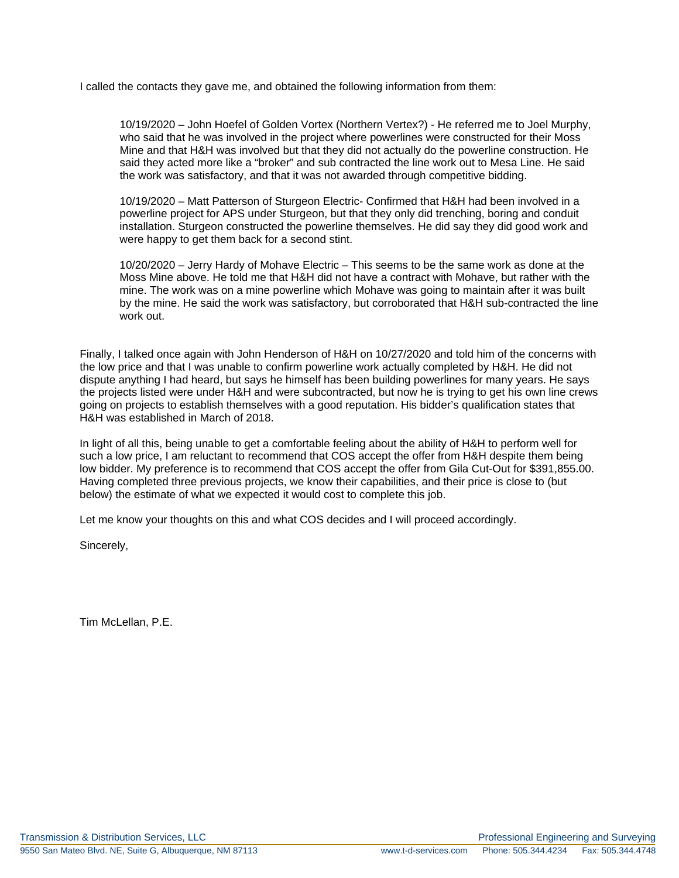I called the contacts they gave me, and obtained the following information from them:

> 10/19/2020 – John Hoefel of Golden Vortex (Northern Vertex?) - He referred me to Joel Murphy, who said that he was involved in the project where powerlines were constructed for their Moss Mine and that H&H was involved but that they did not actually do the powerline construction. He said they acted more like a "broker" and sub contracted the line work out to Mesa Line. He said the work was satisfactory, and that it was not awarded through competitive bidding.
>
> 10/19/2020 – Matt Patterson of Sturgeon Electric- Confirmed that H&H had been involved in a powerline project for APS under Sturgeon, but that they only did trenching, boring and conduit installation. Sturgeon constructed the powerline themselves. He did say they did good work and were happy to get them back for a second stint.
>
> 10/20/2020 – Jerry Hardy of Mohave Electric – This seems to be the same work as done at the Moss Mine above. He told me that H&H did not have a contract with Mohave, but rather with the mine. The work was on a mine powerline which Mohave was going to maintain after it was built by the mine. He said the work was satisfactory, but corroborated that H&H sub-contracted the line work out.

Finally, I talked once again with John Henderson of H&H on 10/27/2020 and told him of the concerns with the low price and that I was unable to confirm powerline work actually completed by H&H. He did not dispute anything I had heard, but says he himself has been building powerlines for many years. He says the projects listed were under H&H and were subcontracted, but now he is trying to get his own line crews going on projects to establish themselves with a good reputation. His bidder's qualification states that H&H was established in March of 2018.

In light of all this, being unable to get a comfortable feeling about the ability of H&H to perform well for such a low price, I am reluctant to recommend that COS accept the offer from H&H despite them being low bidder. My preference is to recommend that COS accept the offer from Gila Cut-Out for $391,855.00. Having completed three previous projects, we know their capabilities, and their price is close to (but below) the estimate of what we expected it would cost to complete this job.

Let me know your thoughts on this and what COS decides and I will proceed accordingly.

Sincerely,

Tim McLellan, P.E.